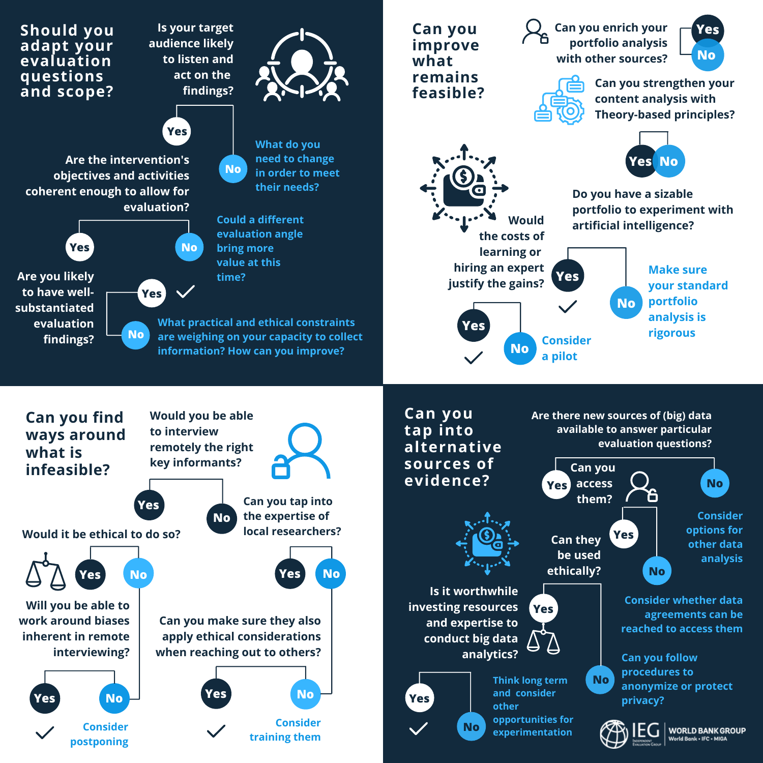## Should you adapt your evaluation questions and scope?

**Is your target audience likely to listen and act on the findings?**

- **No:** What do you need to change in order to meet their needs?
- **Yes:** Are the intervention's objectives and activities coherent enough to allow for evaluation?
  - **No:** Could a different evaluation angle bring more value at this time?
  - **Yes:** Are you likely to have well-substantiated evaluation findings?
    - **Yes:** ✓
    - **No:** What practical and ethical constraints are weighing on your capacity to collect information? How can you improve?

## Can you improve what remains feasible?

**Can you enrich your portfolio analysis with other sources?** Yes / No

**Can you strengthen your content analysis with Theory-based principles?** Yes / No

**Do you have a sizable portfolio to experiment with artificial intelligence?**

- **No:** Make sure your standard portfolio analysis is rigorous
- **Yes:** ✓ Would the costs of learning or hiring an expert justify the gains?
  - **Yes:** ✓
  - **No:** Consider a pilot

## Can you find ways around what is infeasible?

**Would you be able to interview remotely the right key informants?**

- **Yes:** Would it be ethical to do so?
  - **No:** Consider postponing
  - **Yes:** Will you be able to work around biases inherent in remote interviewing?
    - **Yes:** ✓
    - **No:** Consider postponing
- **No:** Can you tap into the expertise of local researchers?
  - **No:** Consider training them
  - **Yes:** Can you make sure they also apply ethical considerations when reaching out to others?
    - **Yes:** ✓
    - **No:** Consider training them

## Can you tap into alternative sources of evidence?

**Are there new sources of (big) data available to answer particular evaluation questions?**

- **No:** Consider options for other data analysis
- **Yes:** Can you access them?
  - **No:** Consider whether data agreements can be reached to access them
  - **Yes:** Can they be used ethically?
    - **No:** Can you follow procedures to anonymize or protect privacy?
    - **Yes:** Is it worthwhile investing resources and expertise to conduct big data analytics?
      - **Yes:** ✓
      - **No:** Think long term and consider other opportunities for experimentation

IEG Independent Evaluation Group | WORLD BANK GROUP World Bank • IFC • MIGA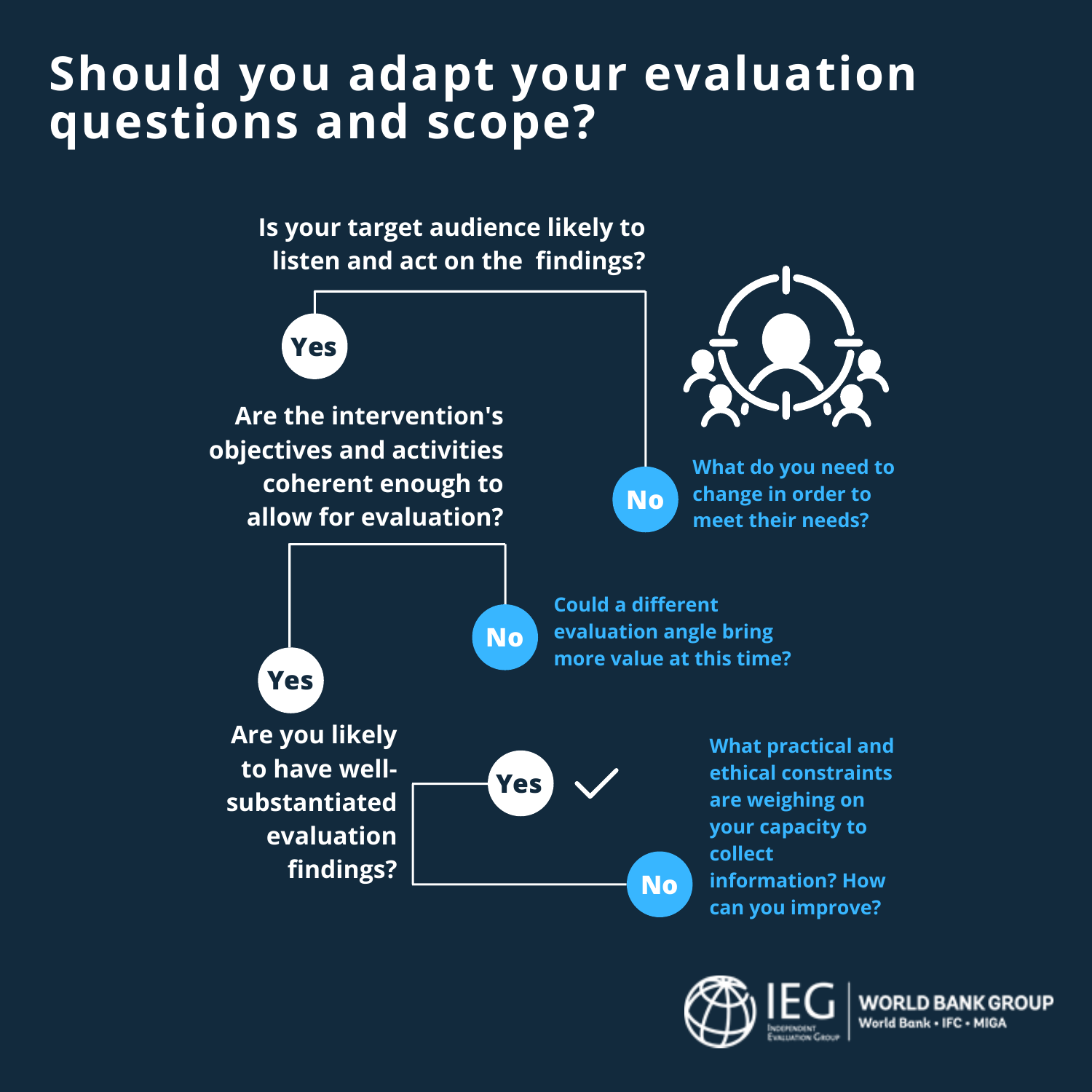# Should you adapt your evaluation questions and scope?

**Is your target audience likely to listen and act on the findings?**

- **No** → What do you need to change in order to meet their needs?
- **Yes** → **Are the intervention's objectives and activities coherent enough to allow for evaluation?**
  - **No** → Could a different evaluation angle bring more value at this time?
  - **Yes** → **Are you likely to have well-substantiated evaluation findings?**
    - **Yes** → ✓
    - **No** → What practical and ethical constraints are weighing on your capacity to collect information? How can you improve?

IEG Independent Evaluation Group | WORLD BANK GROUP World Bank • IFC • MIGA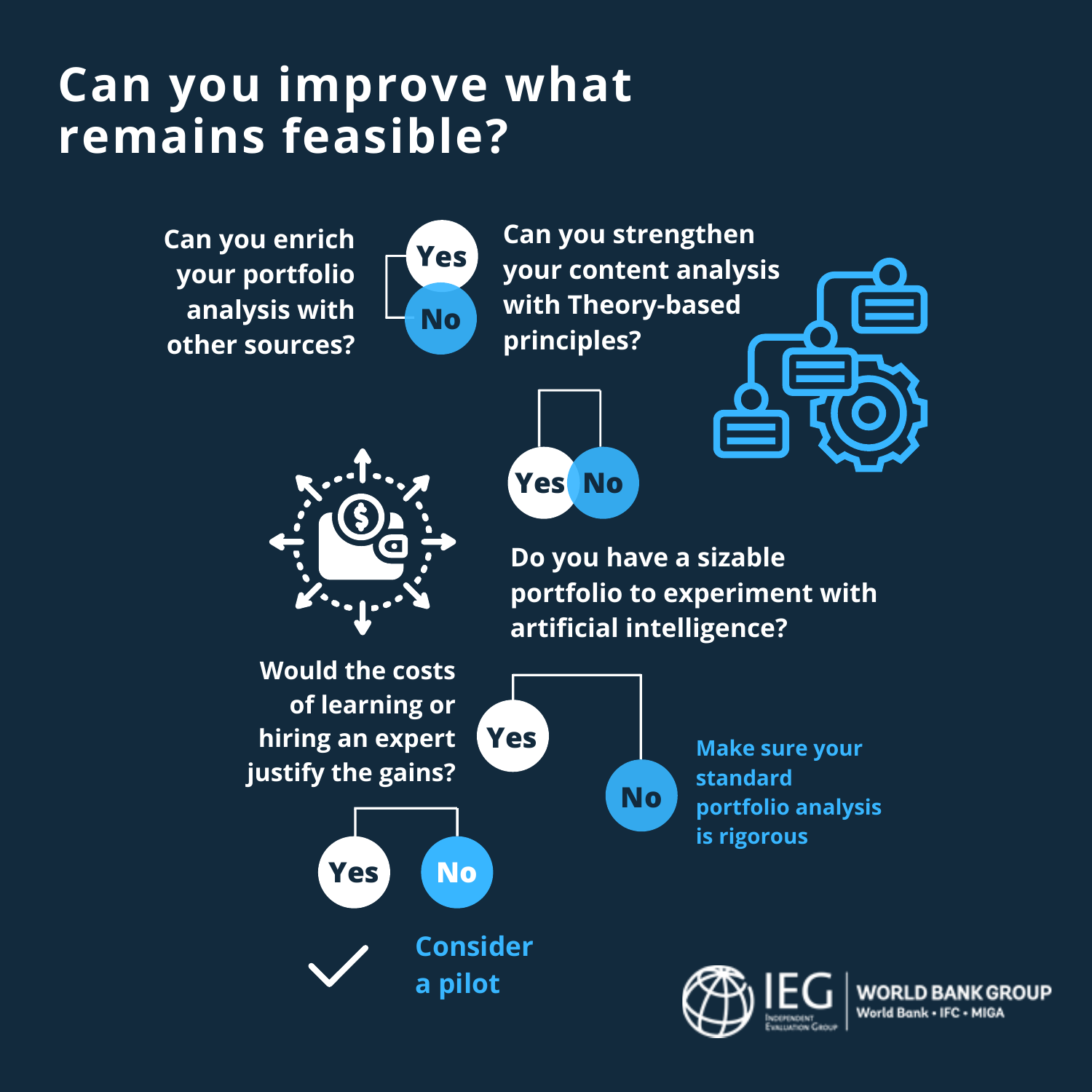# Can you improve what remains feasible?

Can you enrich your portfolio analysis with other sources?

Yes

No

Can you strengthen your content analysis with Theory-based principles?

Yes

No

Do you have a sizable portfolio to experiment with artificial intelligence?

Yes

No

Make sure your standard portfolio analysis is rigorous

Would the costs of learning or hiring an expert justify the gains?

Yes

No

Consider a pilot

IEG Independent Evaluation Group | WORLD BANK GROUP World Bank • IFC • MIGA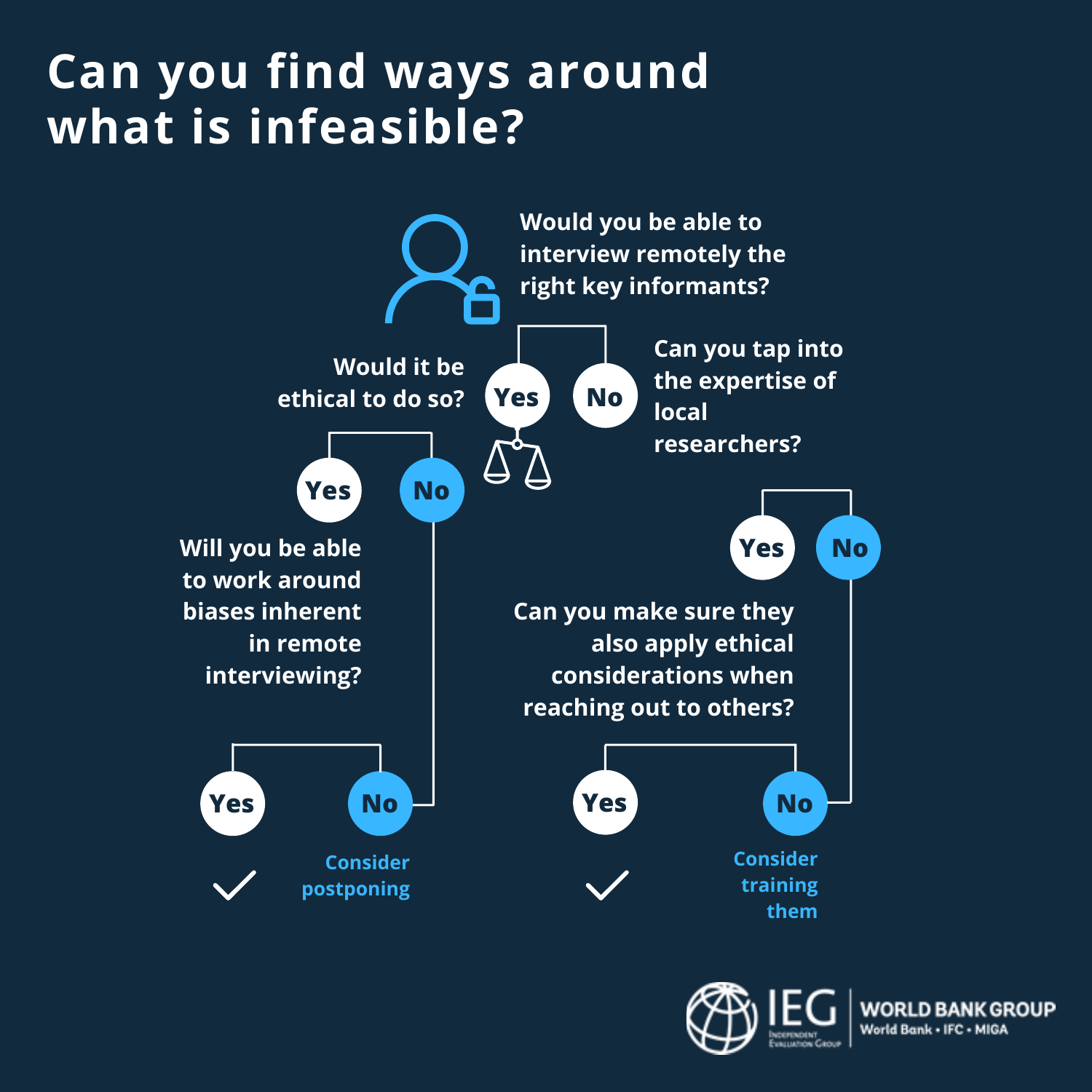# Can you find ways around what is infeasible?

**Would you be able to interview remotely the right key informants?**

- **Yes** → **Would it be ethical to do so?**
  - **Yes** → **Will you be able to work around biases inherent in remote interviewing?**
    - **Yes** → ✓
    - **No** → Consider postponing
  - **No** → Consider postponing
- **No** → **Can you tap into the expertise of local researchers?**
  - **Yes** → **Can you make sure they also apply ethical considerations when reaching out to others?**
    - **Yes** → ✓
    - **No** → Consider training them
  - **No** → Consider training them

IEG Independent Evaluation Group | WORLD BANK GROUP World Bank • IFC • MIGA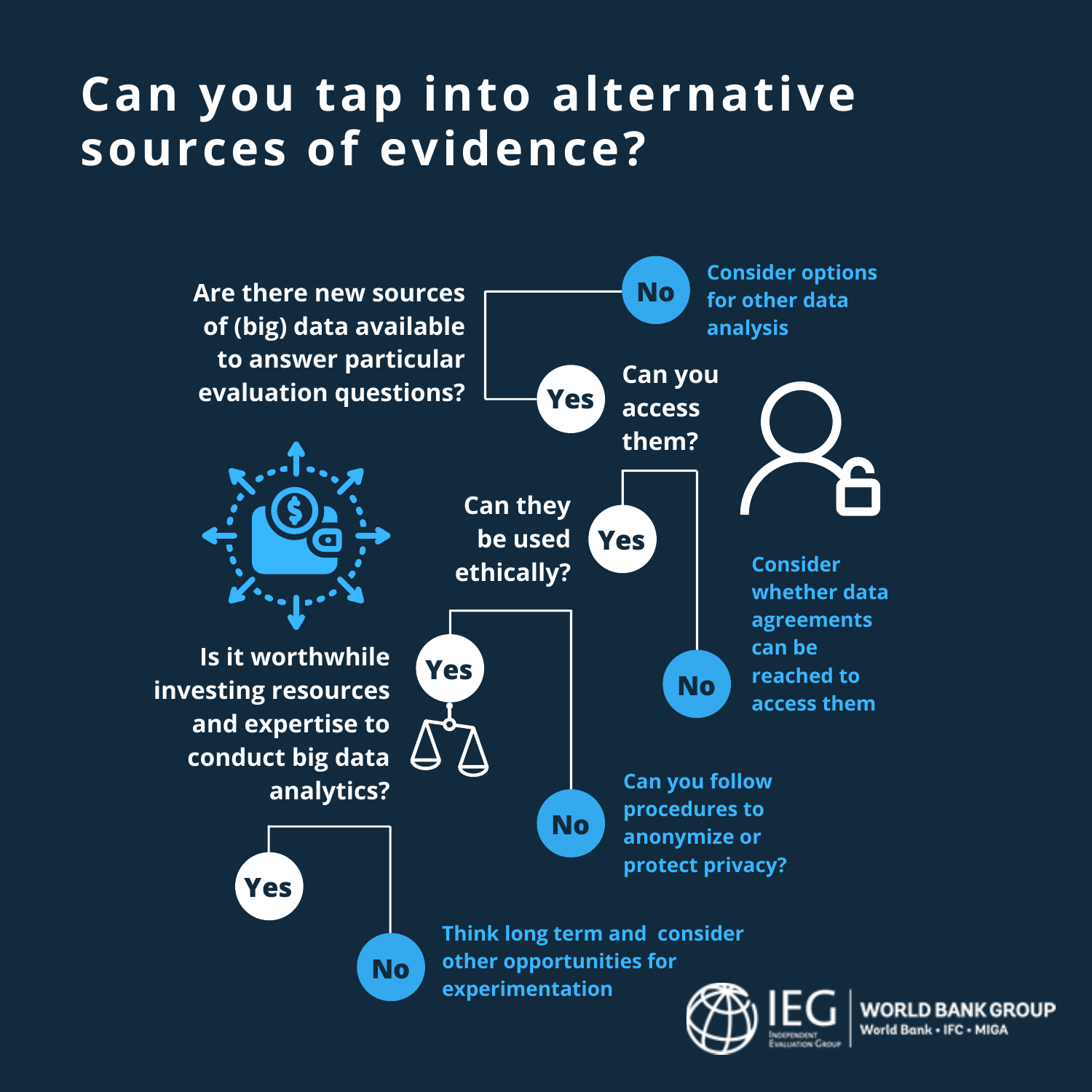# Can you tap into alternative sources of evidence?

Are there new sources of (big) data available to answer particular evaluation questions?

No — Consider options for other data analysis

Yes — Can you access them?

No — Consider whether data agreements can be reached to access them

Yes — Can they be used ethically?

No — Can you follow procedures to anonymize or protect privacy?

Yes — Is it worthwhile investing resources and expertise to conduct big data analytics?

Yes

No — Think long term and consider other opportunities for experimentation

IEG Independent Evaluation Group | WORLD BANK GROUP World Bank • IFC • MIGA